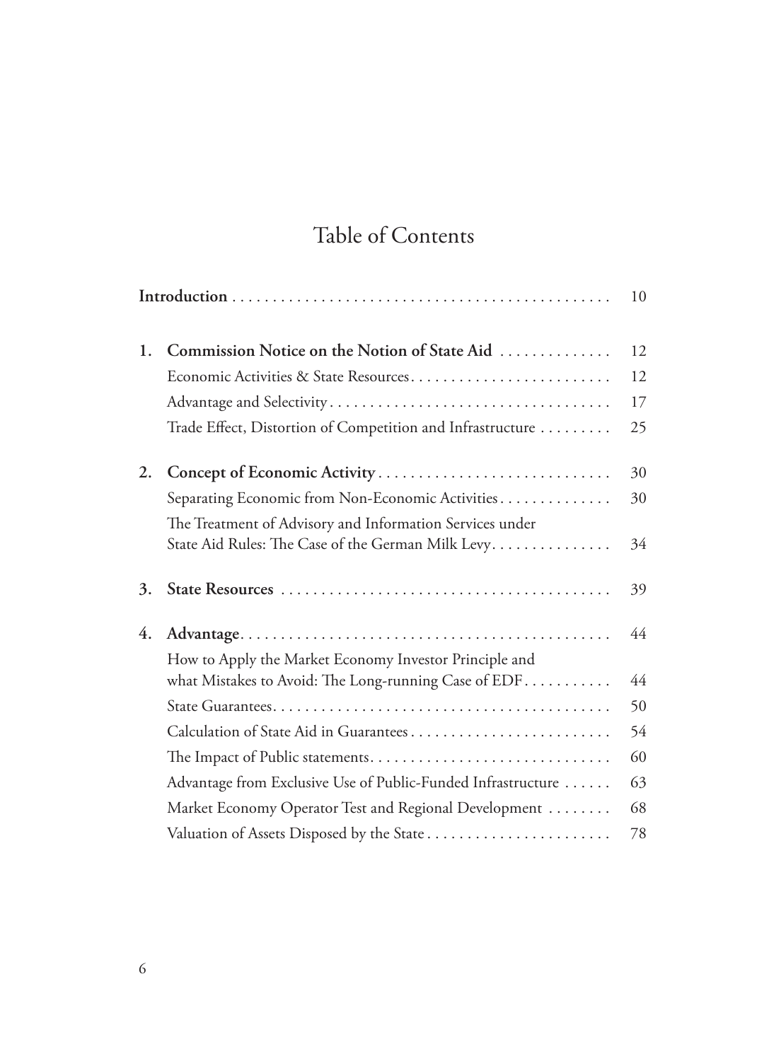# Table of Contents

| | | |
|---|---|---|
| **Introduction** | | 10 |
| **1.** | **Commission Notice on the Notion of State Aid** | 12 |
| | Economic Activities & State Resources | 12 |
| | Advantage and Selectivity | 17 |
| | Trade Effect, Distortion of Competition and Infrastructure | 25 |
| **2.** | **Concept of Economic Activity** | 30 |
| | Separating Economic from Non-Economic Activities | 30 |
| | The Treatment of Advisory and Information Services under State Aid Rules: The Case of the German Milk Levy | 34 |
| **3.** | **State Resources** | 39 |
| **4.** | **Advantage** | 44 |
| | How to Apply the Market Economy Investor Principle and what Mistakes to Avoid: The Long-running Case of EDF | 44 |
| | State Guarantees | 50 |
| | Calculation of State Aid in Guarantees | 54 |
| | The Impact of Public statements | 60 |
| | Advantage from Exclusive Use of Public-Funded Infrastructure | 63 |
| | Market Economy Operator Test and Regional Development | 68 |
| | Valuation of Assets Disposed by the State | 78 |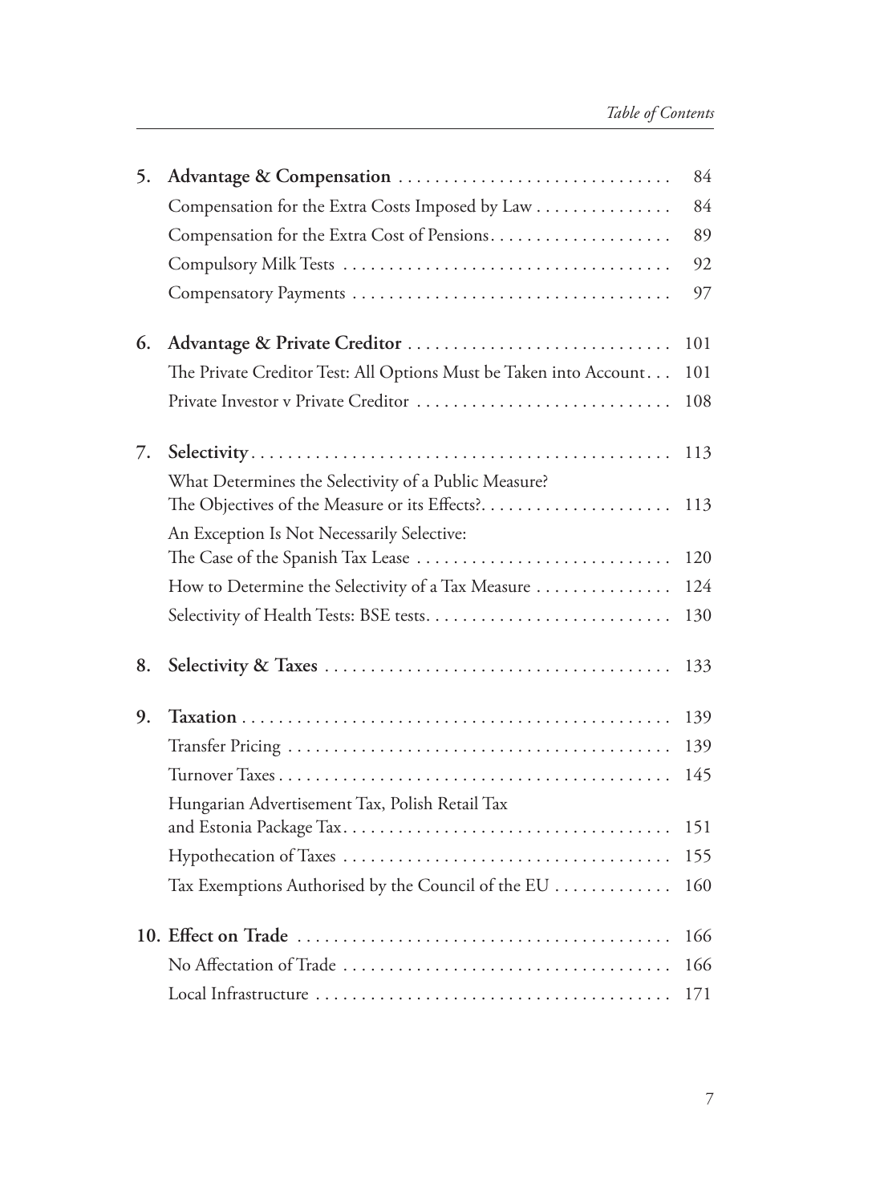5. **Advantage & Compensation** ... 84
   - Compensation for the Extra Costs Imposed by Law ... 84
   - Compensation for the Extra Cost of Pensions ... 89
   - Compulsory Milk Tests ... 92
   - Compensatory Payments ... 97

6. **Advantage & Private Creditor** ... 101
   - The Private Creditor Test: All Options Must be Taken into Account ... 101
   - Private Investor v Private Creditor ... 108

7. **Selectivity** ... 113
   - What Determines the Selectivity of a Public Measure? The Objectives of the Measure or its Effects? ... 113
   - An Exception Is Not Necessarily Selective: The Case of the Spanish Tax Lease ... 120
   - How to Determine the Selectivity of a Tax Measure ... 124
   - Selectivity of Health Tests: BSE tests ... 130

8. **Selectivity & Taxes** ... 133

9. **Taxation** ... 139
   - Transfer Pricing ... 139
   - Turnover Taxes ... 145
   - Hungarian Advertisement Tax, Polish Retail Tax and Estonia Package Tax ... 151
   - Hypothecation of Taxes ... 155
   - Tax Exemptions Authorised by the Council of the EU ... 160

10. **Effect on Trade** ... 166
    - No Affectation of Trade ... 166
    - Local Infrastructure ... 171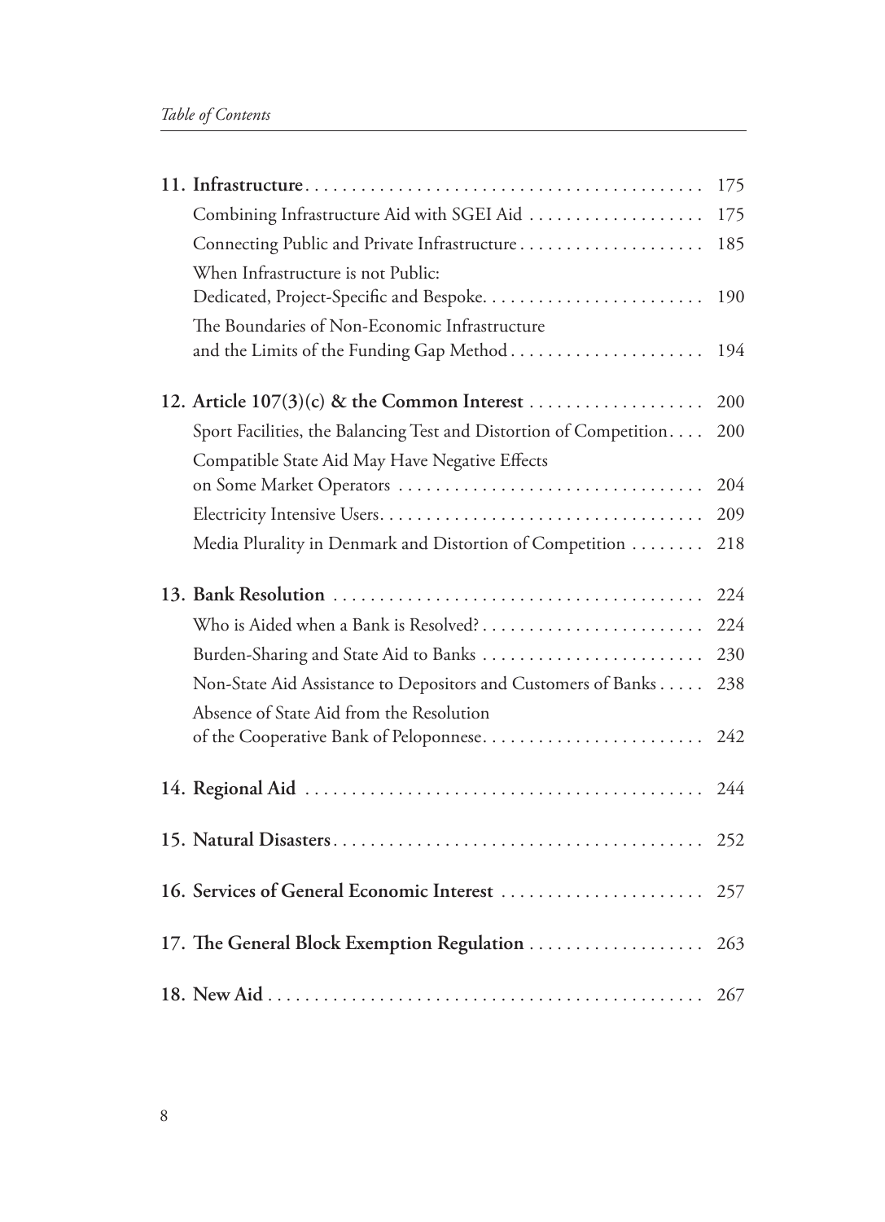| | |
|---|---|
| **11. Infrastructure** | 175 |
| Combining Infrastructure Aid with SGEI Aid | 175 |
| Connecting Public and Private Infrastructure | 185 |
| When Infrastructure is not Public: Dedicated, Project-Specific and Bespoke | 190 |
| The Boundaries of Non-Economic Infrastructure and the Limits of the Funding Gap Method | 194 |
| **12. Article 107(3)(c) & the Common Interest** | 200 |
| Sport Facilities, the Balancing Test and Distortion of Competition | 200 |
| Compatible State Aid May Have Negative Effects on Some Market Operators | 204 |
| Electricity Intensive Users | 209 |
| Media Plurality in Denmark and Distortion of Competition | 218 |
| **13. Bank Resolution** | 224 |
| Who is Aided when a Bank is Resolved? | 224 |
| Burden-Sharing and State Aid to Banks | 230 |
| Non-State Aid Assistance to Depositors and Customers of Banks | 238 |
| Absence of State Aid from the Resolution of the Cooperative Bank of Peloponnese | 242 |
| **14. Regional Aid** | 244 |
| **15. Natural Disasters** | 252 |
| **16. Services of General Economic Interest** | 257 |
| **17. The General Block Exemption Regulation** | 263 |
| **18. New Aid** | 267 |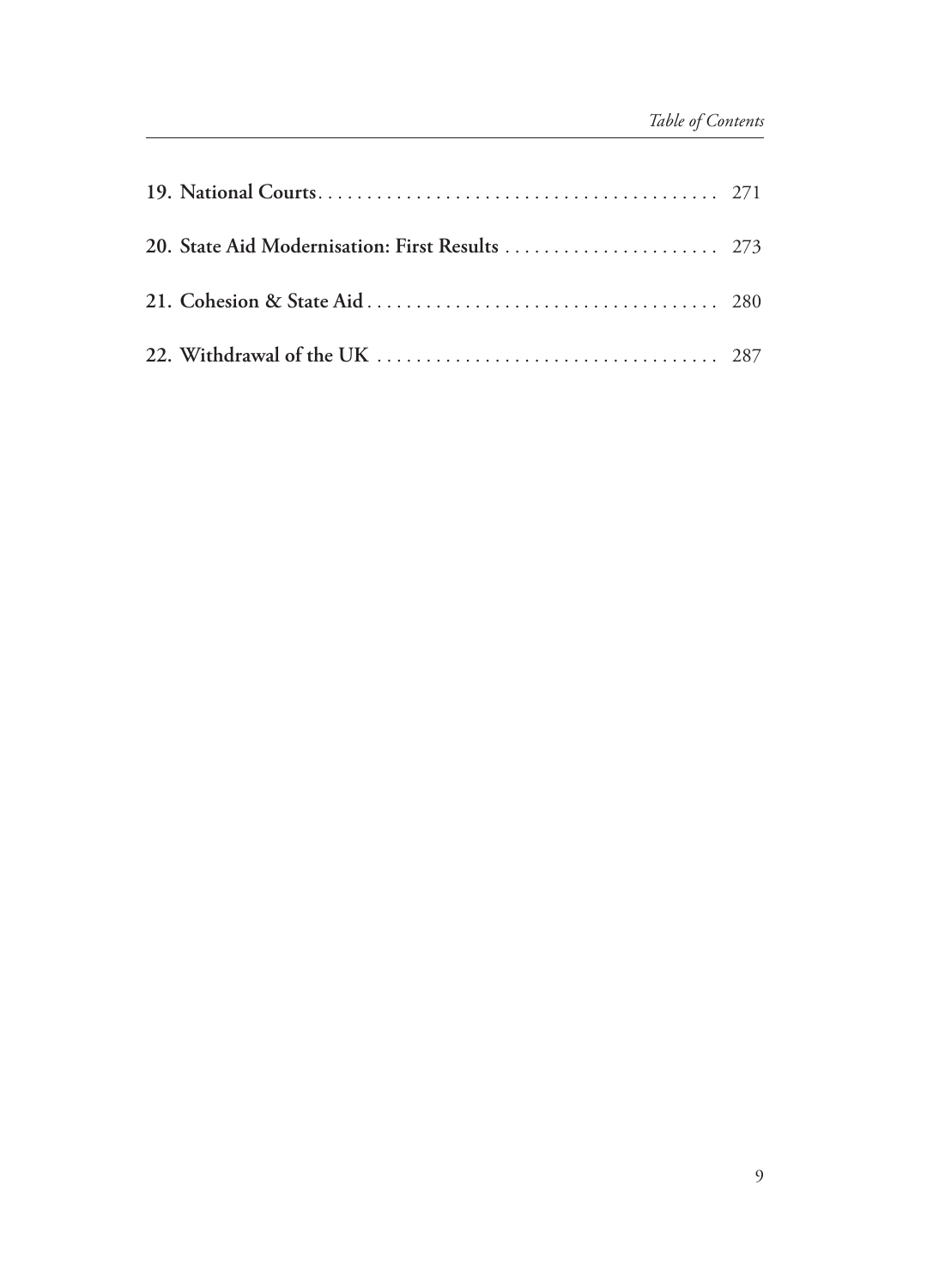**19. National Courts** ........................................ 271

**20. State Aid Modernisation: First Results** ...................... 273

**21. Cohesion & State Aid** ................................... 280

**22. Withdrawal of the UK** ................................... 287